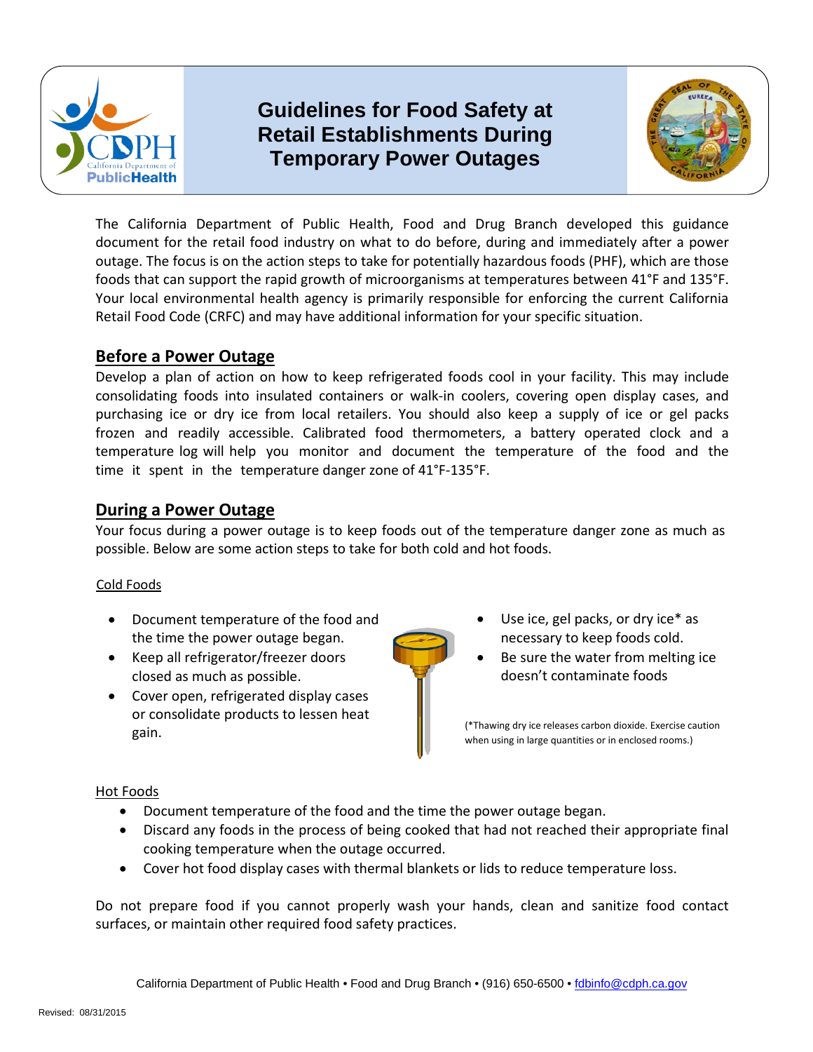# Guidelines for Food Safety at Retail Establishments During Temporary Power Outages

The California Department of Public Health, Food and Drug Branch developed this guidance document for the retail food industry on what to do before, during and immediately after a power outage. The focus is on the action steps to take for potentially hazardous foods (PHF), which are those foods that can support the rapid growth of microorganisms at temperatures between 41°F and 135°F. Your local environmental health agency is primarily responsible for enforcing the current California Retail Food Code (CRFC) and may have additional information for your specific situation.

## Before a Power Outage

Develop a plan of action on how to keep refrigerated foods cool in your facility. This may include consolidating foods into insulated containers or walk-in coolers, covering open display cases, and purchasing ice or dry ice from local retailers. You should also keep a supply of ice or gel packs frozen and readily accessible. Calibrated food thermometers, a battery operated clock and a temperature log will help you monitor and document the temperature of the food and the time it spent in the temperature danger zone of 41°F-135°F.

## During a Power Outage

Your focus during a power outage is to keep foods out of the temperature danger zone as much as possible. Below are some action steps to take for both cold and hot foods.

### Cold Foods

- Document temperature of the food and the time the power outage began.
- Keep all refrigerator/freezer doors closed as much as possible.
- Cover open, refrigerated display cases or consolidate products to lessen heat gain.
- Use ice, gel packs, or dry ice* as necessary to keep foods cold.
- Be sure the water from melting ice doesn't contaminate foods

(*Thawing dry ice releases carbon dioxide. Exercise caution when using in large quantities or in enclosed rooms.)

### Hot Foods

- Document temperature of the food and the time the power outage began.
- Discard any foods in the process of being cooked that had not reached their appropriate final cooking temperature when the outage occurred.
- Cover hot food display cases with thermal blankets or lids to reduce temperature loss.

Do not prepare food if you cannot properly wash your hands, clean and sanitize food contact surfaces, or maintain other required food safety practices.

California Department of Public Health • Food and Drug Branch • (916) 650-6500 • fdbinfo@cdph.ca.gov

Revised: 08/31/2015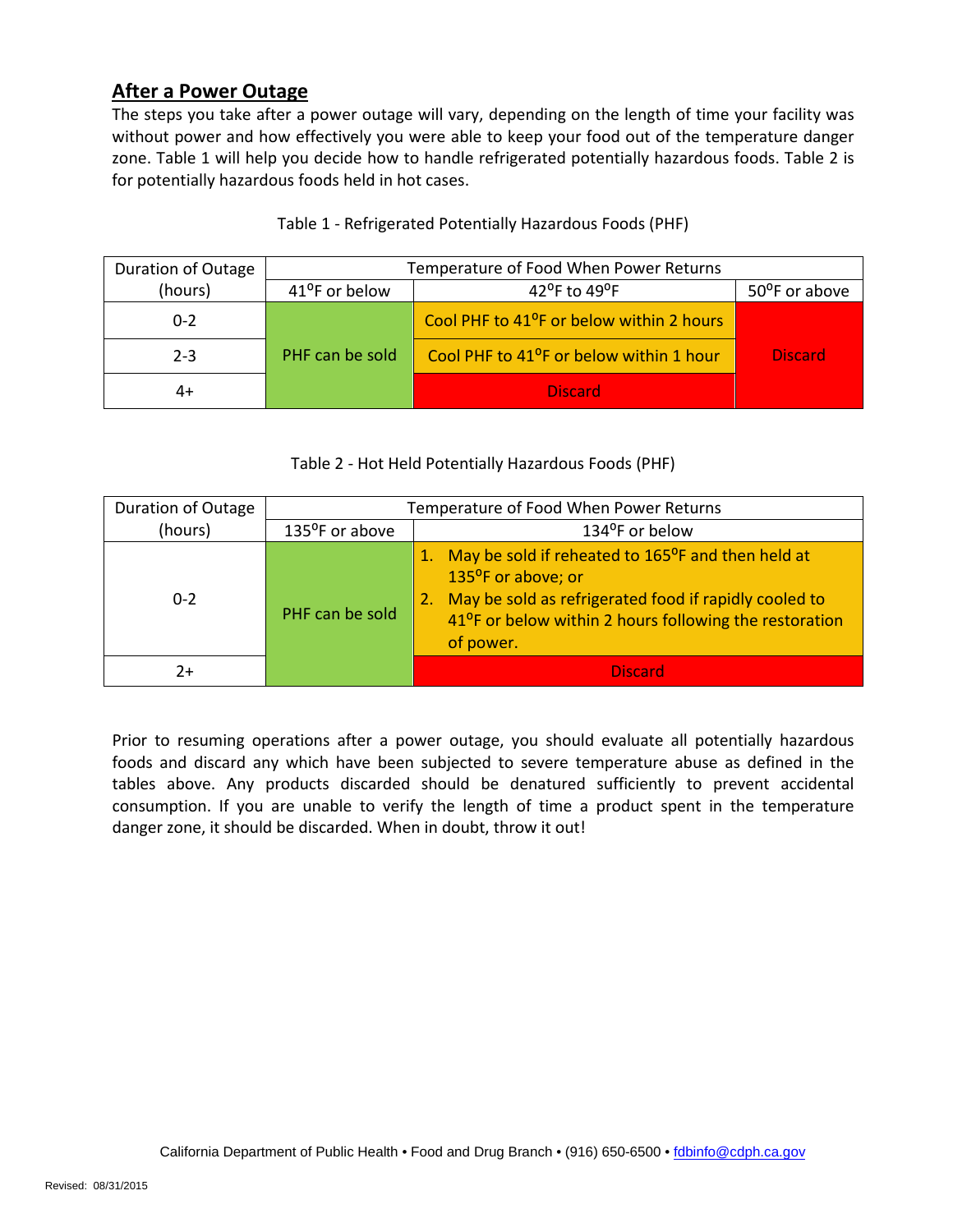## After a Power Outage

The steps you take after a power outage will vary, depending on the length of time your facility was without power and how effectively you were able to keep your food out of the temperature danger zone. Table 1 will help you decide how to handle refrigerated potentially hazardous foods. Table 2 is for potentially hazardous foods held in hot cases.

Table 1 - Refrigerated Potentially Hazardous Foods (PHF)

| Duration of Outage (hours) | Temperature of Food When Power Returns | | |
|---|---|---|---|
| | 41°F or below | 42°F to 49°F | 50°F or above |
| 0-2 | PHF can be sold | Cool PHF to 41°F or below within 2 hours | Discard |
| 2-3 | PHF can be sold | Cool PHF to 41°F or below within 1 hour | Discard |
| 4+ | PHF can be sold | Discard | Discard |

Table 2 - Hot Held Potentially Hazardous Foods (PHF)

| Duration of Outage (hours) | Temperature of Food When Power Returns | |
|---|---|---|
| | 135°F or above | 134°F or below |
| 0-2 | PHF can be sold | 1. May be sold if reheated to 165°F and then held at 135°F or above; or<br>2. May be sold as refrigerated food if rapidly cooled to 41°F or below within 2 hours following the restoration of power. |
| 2+ | PHF can be sold | Discard |

Prior to resuming operations after a power outage, you should evaluate all potentially hazardous foods and discard any which have been subjected to severe temperature abuse as defined in the tables above. Any products discarded should be denatured sufficiently to prevent accidental consumption. If you are unable to verify the length of time a product spent in the temperature danger zone, it should be discarded. When in doubt, throw it out!

California Department of Public Health • Food and Drug Branch • (916) 650-6500 • fdbinfo@cdph.ca.gov

Revised: 08/31/2015